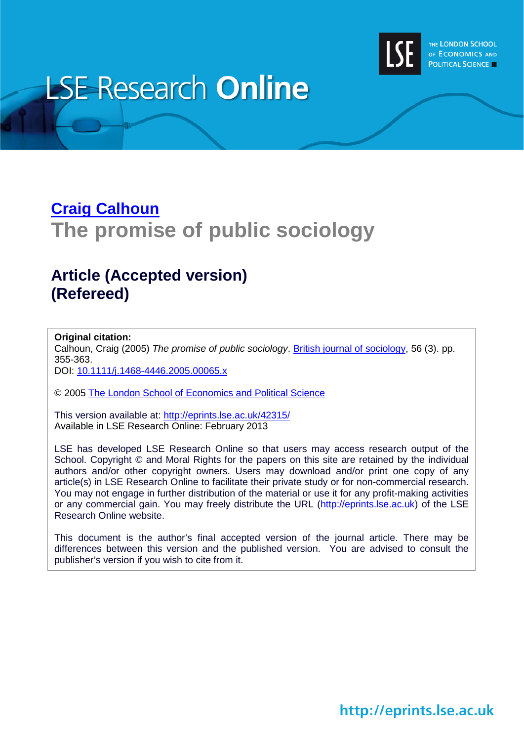LSE Research Online

# [Craig Calhoun](http://www.lse.ac.uk/researchAndExpertise/Experts/profile.aspx?KeyValue=c.j.calhoun@lse.ac.uk)

## The promise of public sociology

## Article (Accepted version)
## (Refereed)

**Original citation:**
Calhoun, Craig (2005) *The promise of public sociology*. [British journal of sociology](http://onlinelibrary.wiley.com/journal/10.1111/(ISSN)1468-4446), 56 (3). pp. 355-363.
DOI: [10.1111/j.1468-4446.2005.00065.x](http://dx.doi.org/10.1111/j.1468-4446.2005.00065.x)

© 2005 [The London School of Economics and Political Science](http://www.lse.ac.uk/)

This version available at: [http://eprints.lse.ac.uk/42315/](http://eprints.lse.ac.uk/42315/)
Available in LSE Research Online: February 2013

LSE has developed LSE Research Online so that users may access research output of the School. Copyright © and Moral Rights for the papers on this site are retained by the individual authors and/or other copyright owners. Users may download and/or print one copy of any article(s) in LSE Research Online to facilitate their private study or for non-commercial research. You may not engage in further distribution of the material or use it for any profit-making activities or any commercial gain. You may freely distribute the URL (http://eprints.lse.ac.uk) of the LSE Research Online website.

This document is the author's final accepted version of the journal article. There may be differences between this version and the published version. You are advised to consult the publisher's version if you wish to cite from it.

http://eprints.lse.ac.uk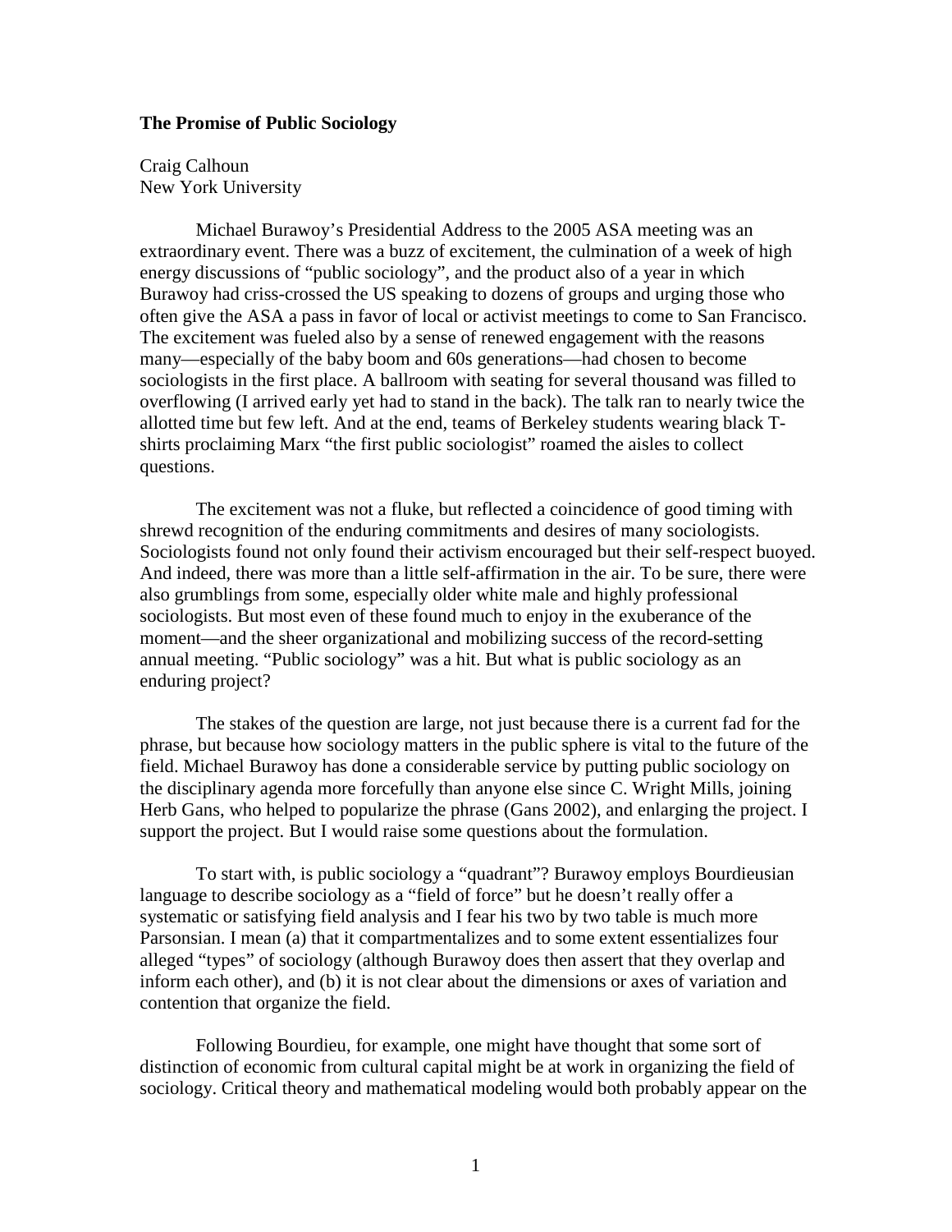**The Promise of Public Sociology**

Craig Calhoun
New York University

Michael Burawoy's Presidential Address to the 2005 ASA meeting was an extraordinary event. There was a buzz of excitement, the culmination of a week of high energy discussions of "public sociology", and the product also of a year in which Burawoy had criss-crossed the US speaking to dozens of groups and urging those who often give the ASA a pass in favor of local or activist meetings to come to San Francisco. The excitement was fueled also by a sense of renewed engagement with the reasons many—especially of the baby boom and 60s generations—had chosen to become sociologists in the first place. A ballroom with seating for several thousand was filled to overflowing (I arrived early yet had to stand in the back). The talk ran to nearly twice the allotted time but few left. And at the end, teams of Berkeley students wearing black T-shirts proclaiming Marx "the first public sociologist" roamed the aisles to collect questions.

The excitement was not a fluke, but reflected a coincidence of good timing with shrewd recognition of the enduring commitments and desires of many sociologists. Sociologists found not only found their activism encouraged but their self-respect buoyed. And indeed, there was more than a little self-affirmation in the air. To be sure, there were also grumblings from some, especially older white male and highly professional sociologists. But most even of these found much to enjoy in the exuberance of the moment—and the sheer organizational and mobilizing success of the record-setting annual meeting. "Public sociology" was a hit. But what is public sociology as an enduring project?

The stakes of the question are large, not just because there is a current fad for the phrase, but because how sociology matters in the public sphere is vital to the future of the field. Michael Burawoy has done a considerable service by putting public sociology on the disciplinary agenda more forcefully than anyone else since C. Wright Mills, joining Herb Gans, who helped to popularize the phrase (Gans 2002), and enlarging the project. I support the project. But I would raise some questions about the formulation.

To start with, is public sociology a "quadrant"? Burawoy employs Bourdieusian language to describe sociology as a "field of force" but he doesn't really offer a systematic or satisfying field analysis and I fear his two by two table is much more Parsonsian. I mean (a) that it compartmentalizes and to some extent essentializes four alleged "types" of sociology (although Burawoy does then assert that they overlap and inform each other), and (b) it is not clear about the dimensions or axes of variation and contention that organize the field.

Following Bourdieu, for example, one might have thought that some sort of distinction of economic from cultural capital might be at work in organizing the field of sociology. Critical theory and mathematical modeling would both probably appear on the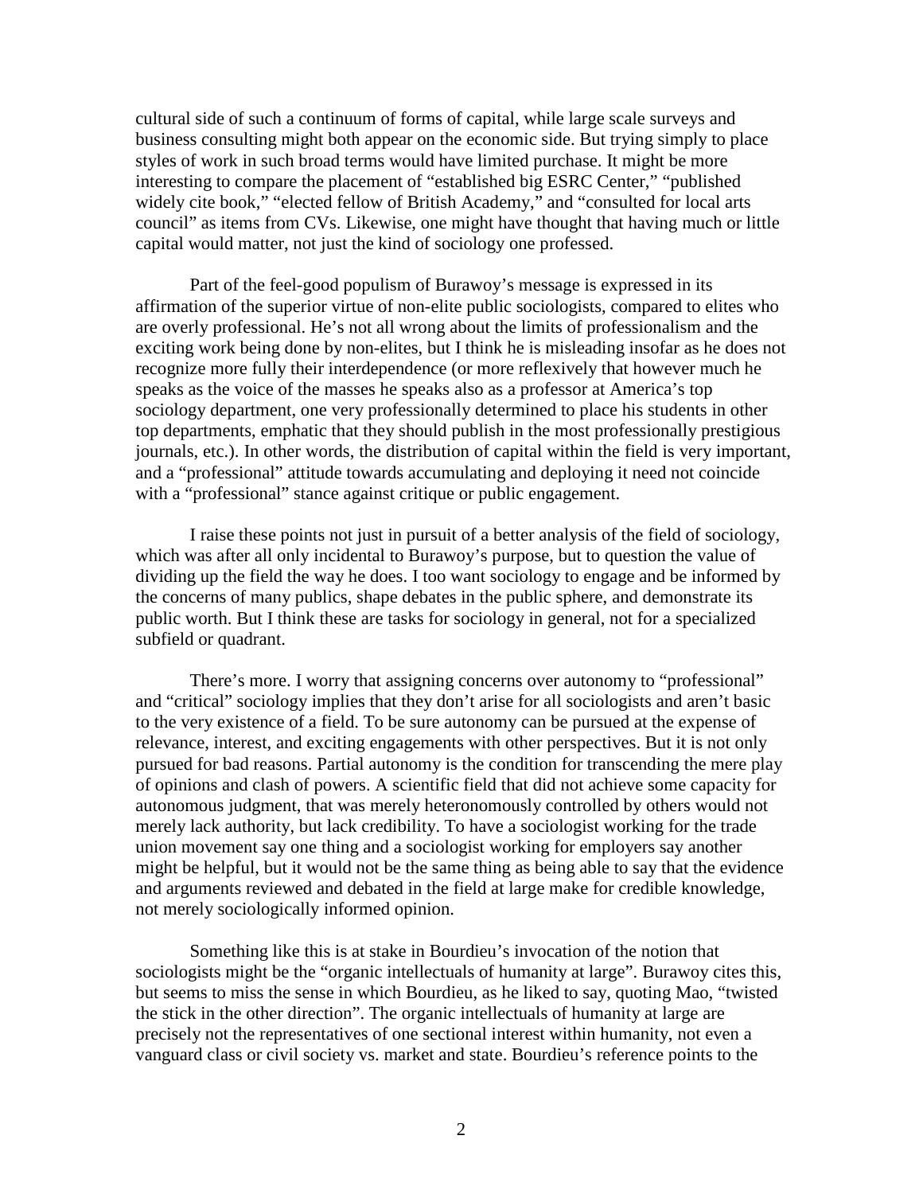cultural side of such a continuum of forms of capital, while large scale surveys and business consulting might both appear on the economic side. But trying simply to place styles of work in such broad terms would have limited purchase. It might be more interesting to compare the placement of "established big ESRC Center," "published widely cite book," "elected fellow of British Academy," and "consulted for local arts council" as items from CVs. Likewise, one might have thought that having much or little capital would matter, not just the kind of sociology one professed.

Part of the feel-good populism of Burawoy's message is expressed in its affirmation of the superior virtue of non-elite public sociologists, compared to elites who are overly professional. He's not all wrong about the limits of professionalism and the exciting work being done by non-elites, but I think he is misleading insofar as he does not recognize more fully their interdependence (or more reflexively that however much he speaks as the voice of the masses he speaks also as a professor at America's top sociology department, one very professionally determined to place his students in other top departments, emphatic that they should publish in the most professionally prestigious journals, etc.). In other words, the distribution of capital within the field is very important, and a "professional" attitude towards accumulating and deploying it need not coincide with a "professional" stance against critique or public engagement.

I raise these points not just in pursuit of a better analysis of the field of sociology, which was after all only incidental to Burawoy's purpose, but to question the value of dividing up the field the way he does. I too want sociology to engage and be informed by the concerns of many publics, shape debates in the public sphere, and demonstrate its public worth. But I think these are tasks for sociology in general, not for a specialized subfield or quadrant.

There's more. I worry that assigning concerns over autonomy to "professional" and "critical" sociology implies that they don't arise for all sociologists and aren't basic to the very existence of a field. To be sure autonomy can be pursued at the expense of relevance, interest, and exciting engagements with other perspectives. But it is not only pursued for bad reasons. Partial autonomy is the condition for transcending the mere play of opinions and clash of powers. A scientific field that did not achieve some capacity for autonomous judgment, that was merely heteronomously controlled by others would not merely lack authority, but lack credibility. To have a sociologist working for the trade union movement say one thing and a sociologist working for employers say another might be helpful, but it would not be the same thing as being able to say that the evidence and arguments reviewed and debated in the field at large make for credible knowledge, not merely sociologically informed opinion.

Something like this is at stake in Bourdieu's invocation of the notion that sociologists might be the "organic intellectuals of humanity at large". Burawoy cites this, but seems to miss the sense in which Bourdieu, as he liked to say, quoting Mao, "twisted the stick in the other direction". The organic intellectuals of humanity at large are precisely not the representatives of one sectional interest within humanity, not even a vanguard class or civil society vs. market and state. Bourdieu's reference points to the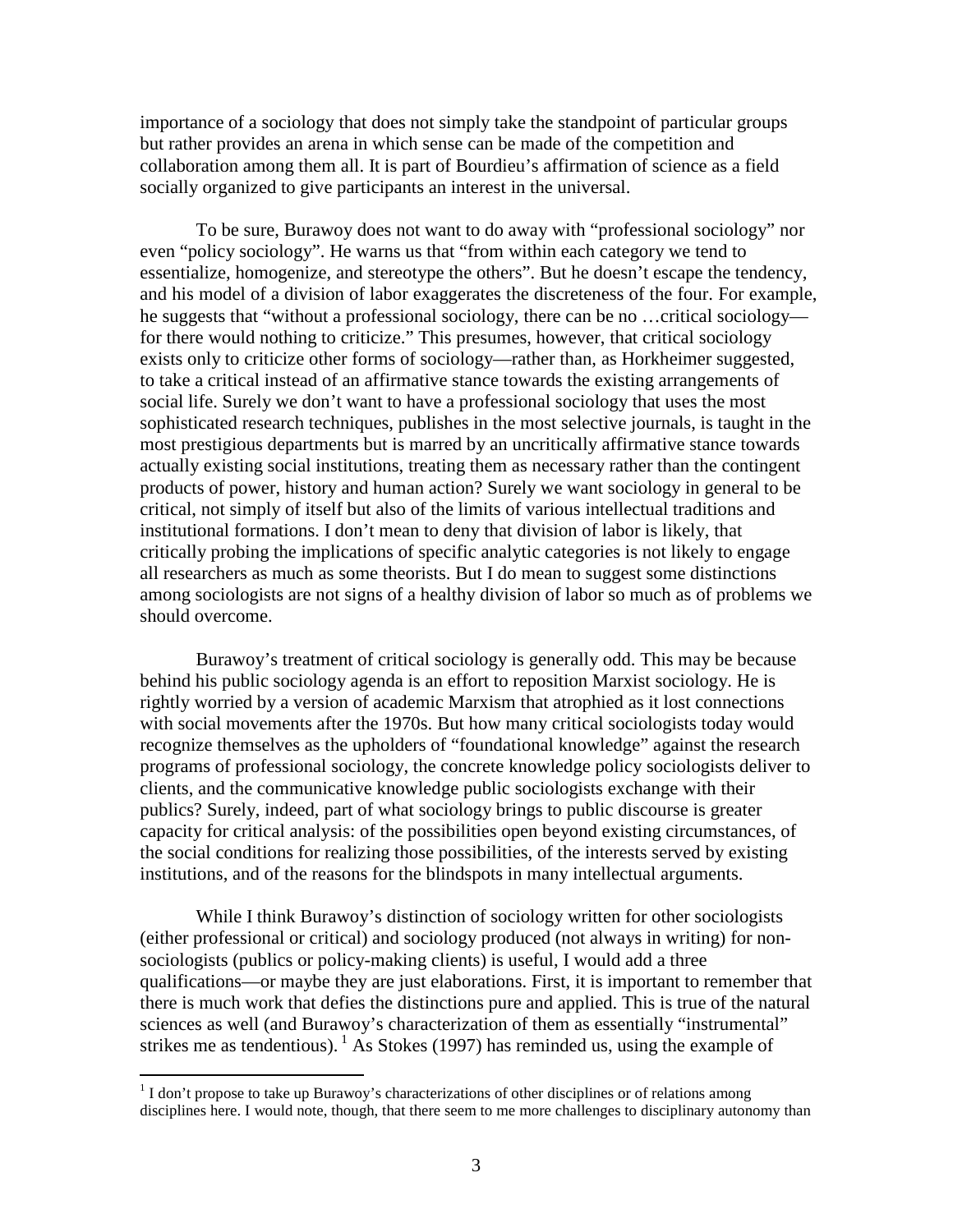importance of a sociology that does not simply take the standpoint of particular groups but rather provides an arena in which sense can be made of the competition and collaboration among them all. It is part of Bourdieu's affirmation of science as a field socially organized to give participants an interest in the universal.

To be sure, Burawoy does not want to do away with "professional sociology" nor even "policy sociology". He warns us that "from within each category we tend to essentialize, homogenize, and stereotype the others". But he doesn't escape the tendency, and his model of a division of labor exaggerates the discreteness of the four. For example, he suggests that "without a professional sociology, there can be no …critical sociology—for there would nothing to criticize." This presumes, however, that critical sociology exists only to criticize other forms of sociology—rather than, as Horkheimer suggested, to take a critical instead of an affirmative stance towards the existing arrangements of social life. Surely we don't want to have a professional sociology that uses the most sophisticated research techniques, publishes in the most selective journals, is taught in the most prestigious departments but is marred by an uncritically affirmative stance towards actually existing social institutions, treating them as necessary rather than the contingent products of power, history and human action? Surely we want sociology in general to be critical, not simply of itself but also of the limits of various intellectual traditions and institutional formations. I don't mean to deny that division of labor is likely, that critically probing the implications of specific analytic categories is not likely to engage all researchers as much as some theorists. But I do mean to suggest some distinctions among sociologists are not signs of a healthy division of labor so much as of problems we should overcome.

Burawoy's treatment of critical sociology is generally odd. This may be because behind his public sociology agenda is an effort to reposition Marxist sociology. He is rightly worried by a version of academic Marxism that atrophied as it lost connections with social movements after the 1970s. But how many critical sociologists today would recognize themselves as the upholders of "foundational knowledge" against the research programs of professional sociology, the concrete knowledge policy sociologists deliver to clients, and the communicative knowledge public sociologists exchange with their publics? Surely, indeed, part of what sociology brings to public discourse is greater capacity for critical analysis: of the possibilities open beyond existing circumstances, of the social conditions for realizing those possibilities, of the interests served by existing institutions, and of the reasons for the blindspots in many intellectual arguments.

While I think Burawoy's distinction of sociology written for other sociologists (either professional or critical) and sociology produced (not always in writing) for non-sociologists (publics or policy-making clients) is useful, I would add a three qualifications—or maybe they are just elaborations. First, it is important to remember that there is much work that defies the distinctions pure and applied. This is true of the natural sciences as well (and Burawoy's characterization of them as essentially "instrumental" strikes me as tendentious). [1] As Stokes (1997) has reminded us, using the example of

[1] I don't propose to take up Burawoy's characterizations of other disciplines or of relations among disciplines here. I would note, though, that there seem to me more challenges to disciplinary autonomy than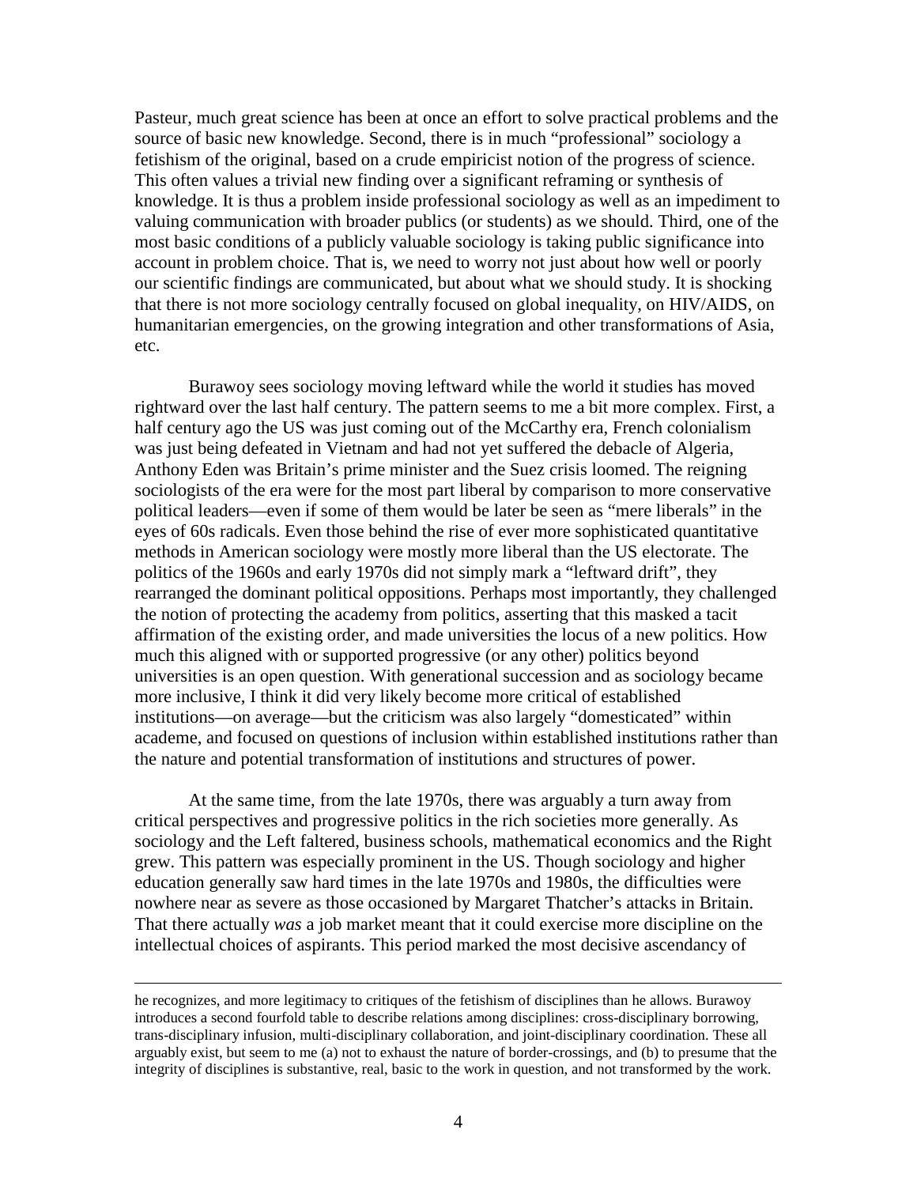Pasteur, much great science has been at once an effort to solve practical problems and the source of basic new knowledge. Second, there is in much "professional" sociology a fetishism of the original, based on a crude empiricist notion of the progress of science. This often values a trivial new finding over a significant reframing or synthesis of knowledge. It is thus a problem inside professional sociology as well as an impediment to valuing communication with broader publics (or students) as we should. Third, one of the most basic conditions of a publicly valuable sociology is taking public significance into account in problem choice. That is, we need to worry not just about how well or poorly our scientific findings are communicated, but about what we should study. It is shocking that there is not more sociology centrally focused on global inequality, on HIV/AIDS, on humanitarian emergencies, on the growing integration and other transformations of Asia, etc.

Burawoy sees sociology moving leftward while the world it studies has moved rightward over the last half century. The pattern seems to me a bit more complex. First, a half century ago the US was just coming out of the McCarthy era, French colonialism was just being defeated in Vietnam and had not yet suffered the debacle of Algeria, Anthony Eden was Britain's prime minister and the Suez crisis loomed. The reigning sociologists of the era were for the most part liberal by comparison to more conservative political leaders—even if some of them would be later be seen as "mere liberals" in the eyes of 60s radicals. Even those behind the rise of ever more sophisticated quantitative methods in American sociology were mostly more liberal than the US electorate. The politics of the 1960s and early 1970s did not simply mark a "leftward drift", they rearranged the dominant political oppositions. Perhaps most importantly, they challenged the notion of protecting the academy from politics, asserting that this masked a tacit affirmation of the existing order, and made universities the locus of a new politics. How much this aligned with or supported progressive (or any other) politics beyond universities is an open question. With generational succession and as sociology became more inclusive, I think it did very likely become more critical of established institutions—on average—but the criticism was also largely "domesticated" within academe, and focused on questions of inclusion within established institutions rather than the nature and potential transformation of institutions and structures of power.

At the same time, from the late 1970s, there was arguably a turn away from critical perspectives and progressive politics in the rich societies more generally. As sociology and the Left faltered, business schools, mathematical economics and the Right grew. This pattern was especially prominent in the US. Though sociology and higher education generally saw hard times in the late 1970s and 1980s, the difficulties were nowhere near as severe as those occasioned by Margaret Thatcher's attacks in Britain. That there actually *was* a job market meant that it could exercise more discipline on the intellectual choices of aspirants. This period marked the most decisive ascendancy of

---

he recognizes, and more legitimacy to critiques of the fetishism of disciplines than he allows. Burawoy introduces a second fourfold table to describe relations among disciplines: cross-disciplinary borrowing, trans-disciplinary infusion, multi-disciplinary collaboration, and joint-disciplinary coordination. These all arguably exist, but seem to me (a) not to exhaust the nature of border-crossings, and (b) to presume that the integrity of disciplines is substantive, real, basic to the work in question, and not transformed by the work.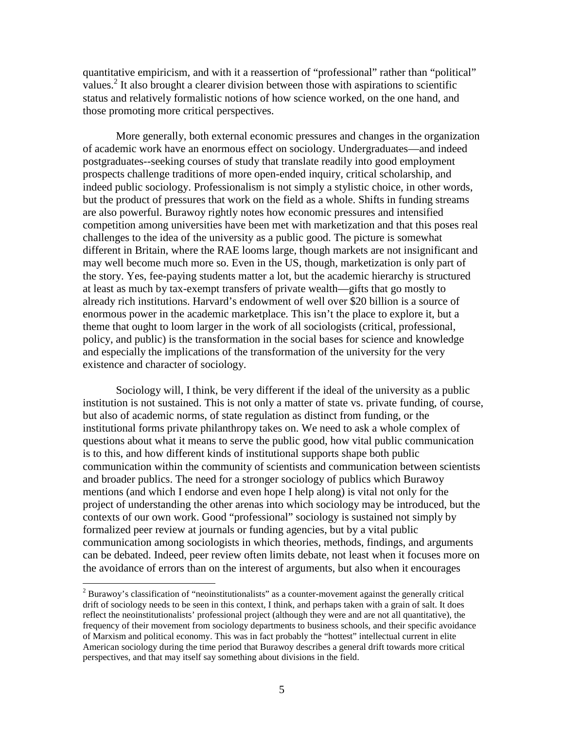quantitative empiricism, and with it a reassertion of "professional" rather than "political" values.[2] It also brought a clearer division between those with aspirations to scientific status and relatively formalistic notions of how science worked, on the one hand, and those promoting more critical perspectives.

More generally, both external economic pressures and changes in the organization of academic work have an enormous effect on sociology. Undergraduates—and indeed postgraduates--seeking courses of study that translate readily into good employment prospects challenge traditions of more open-ended inquiry, critical scholarship, and indeed public sociology. Professionalism is not simply a stylistic choice, in other words, but the product of pressures that work on the field as a whole. Shifts in funding streams are also powerful. Burawoy rightly notes how economic pressures and intensified competition among universities have been met with marketization and that this poses real challenges to the idea of the university as a public good. The picture is somewhat different in Britain, where the RAE looms large, though markets are not insignificant and may well become much more so. Even in the US, though, marketization is only part of the story. Yes, fee-paying students matter a lot, but the academic hierarchy is structured at least as much by tax-exempt transfers of private wealth—gifts that go mostly to already rich institutions. Harvard's endowment of well over $20 billion is a source of enormous power in the academic marketplace. This isn't the place to explore it, but a theme that ought to loom larger in the work of all sociologists (critical, professional, policy, and public) is the transformation in the social bases for science and knowledge and especially the implications of the transformation of the university for the very existence and character of sociology.

Sociology will, I think, be very different if the ideal of the university as a public institution is not sustained. This is not only a matter of state vs. private funding, of course, but also of academic norms, of state regulation as distinct from funding, or the institutional forms private philanthropy takes on. We need to ask a whole complex of questions about what it means to serve the public good, how vital public communication is to this, and how different kinds of institutional supports shape both public communication within the community of scientists and communication between scientists and broader publics. The need for a stronger sociology of publics which Burawoy mentions (and which I endorse and even hope I help along) is vital not only for the project of understanding the other arenas into which sociology may be introduced, but the contexts of our own work. Good "professional" sociology is sustained not simply by formalized peer review at journals or funding agencies, but by a vital public communication among sociologists in which theories, methods, findings, and arguments can be debated. Indeed, peer review often limits debate, not least when it focuses more on the avoidance of errors than on the interest of arguments, but also when it encourages

[2] Burawoy's classification of "neoinstitutionalists" as a counter-movement against the generally critical drift of sociology needs to be seen in this context, I think, and perhaps taken with a grain of salt. It does reflect the neoinstitutionalists' professional project (although they were and are not all quantitative), the frequency of their movement from sociology departments to business schools, and their specific avoidance of Marxism and political economy. This was in fact probably the "hottest" intellectual current in elite American sociology during the time period that Burawoy describes a general drift towards more critical perspectives, and that may itself say something about divisions in the field.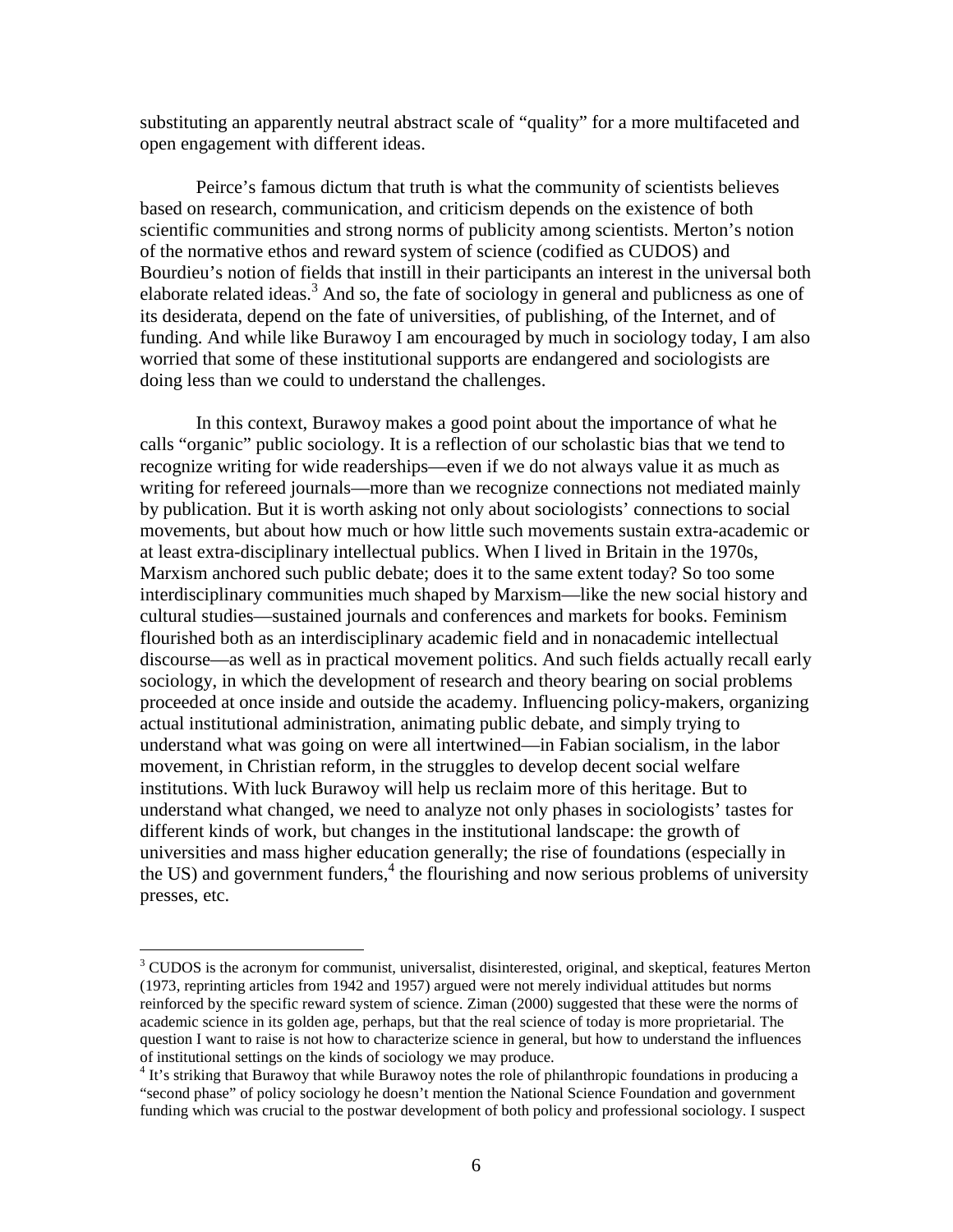substituting an apparently neutral abstract scale of "quality" for a more multifaceted and open engagement with different ideas.

Peirce's famous dictum that truth is what the community of scientists believes based on research, communication, and criticism depends on the existence of both scientific communities and strong norms of publicity among scientists. Merton's notion of the normative ethos and reward system of science (codified as CUDOS) and Bourdieu's notion of fields that instill in their participants an interest in the universal both elaborate related ideas.[3] And so, the fate of sociology in general and publicness as one of its desiderata, depend on the fate of universities, of publishing, of the Internet, and of funding. And while like Burawoy I am encouraged by much in sociology today, I am also worried that some of these institutional supports are endangered and sociologists are doing less than we could to understand the challenges.

In this context, Burawoy makes a good point about the importance of what he calls "organic" public sociology. It is a reflection of our scholastic bias that we tend to recognize writing for wide readerships—even if we do not always value it as much as writing for refereed journals—more than we recognize connections not mediated mainly by publication. But it is worth asking not only about sociologists' connections to social movements, but about how much or how little such movements sustain extra-academic or at least extra-disciplinary intellectual publics. When I lived in Britain in the 1970s, Marxism anchored such public debate; does it to the same extent today? So too some interdisciplinary communities much shaped by Marxism—like the new social history and cultural studies—sustained journals and conferences and markets for books. Feminism flourished both as an interdisciplinary academic field and in nonacademic intellectual discourse—as well as in practical movement politics. And such fields actually recall early sociology, in which the development of research and theory bearing on social problems proceeded at once inside and outside the academy. Influencing policy-makers, organizing actual institutional administration, animating public debate, and simply trying to understand what was going on were all intertwined—in Fabian socialism, in the labor movement, in Christian reform, in the struggles to develop decent social welfare institutions. With luck Burawoy will help us reclaim more of this heritage. But to understand what changed, we need to analyze not only phases in sociologists' tastes for different kinds of work, but changes in the institutional landscape: the growth of universities and mass higher education generally; the rise of foundations (especially in the US) and government funders,[4] the flourishing and now serious problems of university presses, etc.

---

[3] CUDOS is the acronym for communist, universalist, disinterested, original, and skeptical, features Merton (1973, reprinting articles from 1942 and 1957) argued were not merely individual attitudes but norms reinforced by the specific reward system of science. Ziman (2000) suggested that these were the norms of academic science in its golden age, perhaps, but that the real science of today is more proprietarial. The question I want to raise is not how to characterize science in general, but how to understand the influences of institutional settings on the kinds of sociology we may produce.

[4] It's striking that Burawoy that while Burawoy notes the role of philanthropic foundations in producing a "second phase" of policy sociology he doesn't mention the National Science Foundation and government funding which was crucial to the postwar development of both policy and professional sociology. I suspect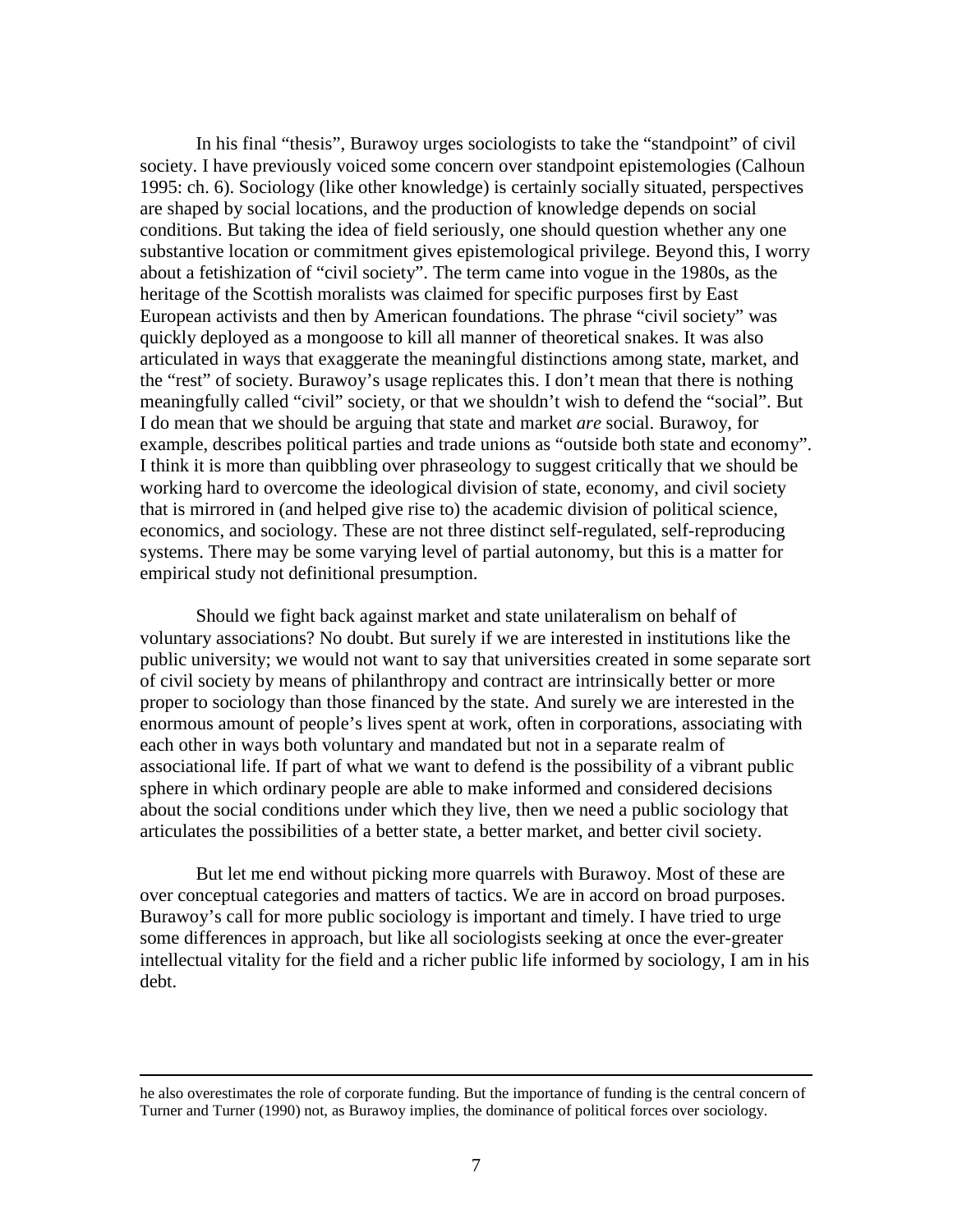In his final "thesis", Burawoy urges sociologists to take the "standpoint" of civil society. I have previously voiced some concern over standpoint epistemologies (Calhoun 1995: ch. 6). Sociology (like other knowledge) is certainly socially situated, perspectives are shaped by social locations, and the production of knowledge depends on social conditions. But taking the idea of field seriously, one should question whether any one substantive location or commitment gives epistemological privilege. Beyond this, I worry about a fetishization of "civil society". The term came into vogue in the 1980s, as the heritage of the Scottish moralists was claimed for specific purposes first by East European activists and then by American foundations. The phrase "civil society" was quickly deployed as a mongoose to kill all manner of theoretical snakes. It was also articulated in ways that exaggerate the meaningful distinctions among state, market, and the "rest" of society. Burawoy's usage replicates this. I don't mean that there is nothing meaningfully called "civil" society, or that we shouldn't wish to defend the "social". But I do mean that we should be arguing that state and market *are* social. Burawoy, for example, describes political parties and trade unions as "outside both state and economy". I think it is more than quibbling over phraseology to suggest critically that we should be working hard to overcome the ideological division of state, economy, and civil society that is mirrored in (and helped give rise to) the academic division of political science, economics, and sociology. These are not three distinct self-regulated, self-reproducing systems. There may be some varying level of partial autonomy, but this is a matter for empirical study not definitional presumption.

Should we fight back against market and state unilateralism on behalf of voluntary associations? No doubt. But surely if we are interested in institutions like the public university; we would not want to say that universities created in some separate sort of civil society by means of philanthropy and contract are intrinsically better or more proper to sociology than those financed by the state. And surely we are interested in the enormous amount of people's lives spent at work, often in corporations, associating with each other in ways both voluntary and mandated but not in a separate realm of associational life. If part of what we want to defend is the possibility of a vibrant public sphere in which ordinary people are able to make informed and considered decisions about the social conditions under which they live, then we need a public sociology that articulates the possibilities of a better state, a better market, and better civil society.

But let me end without picking more quarrels with Burawoy. Most of these are over conceptual categories and matters of tactics. We are in accord on broad purposes. Burawoy's call for more public sociology is important and timely. I have tried to urge some differences in approach, but like all sociologists seeking at once the ever-greater intellectual vitality for the field and a richer public life informed by sociology, I am in his debt.

---

he also overestimates the role of corporate funding. But the importance of funding is the central concern of Turner and Turner (1990) not, as Burawoy implies, the dominance of political forces over sociology.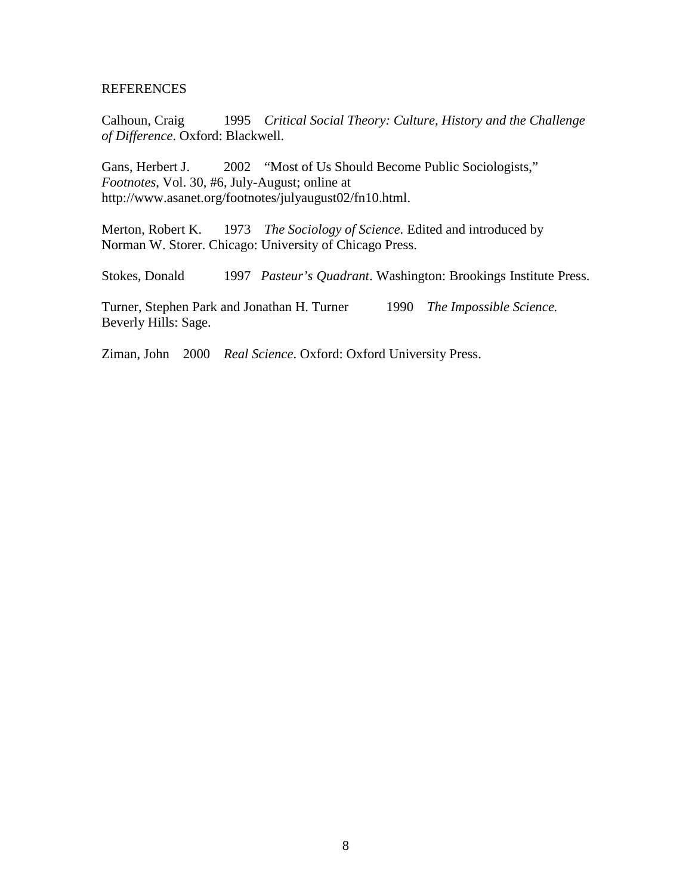## REFERENCES

Calhoun, Craig 1995 *Critical Social Theory: Culture, History and the Challenge of Difference*. Oxford: Blackwell.

Gans, Herbert J. 2002 "Most of Us Should Become Public Sociologists," *Footnotes*, Vol. 30, #6, July-August; online at http://www.asanet.org/footnotes/julyaugust02/fn10.html.

Merton, Robert K. 1973 *The Sociology of Science.* Edited and introduced by Norman W. Storer. Chicago: University of Chicago Press.

Stokes, Donald 1997 *Pasteur's Quadrant*. Washington: Brookings Institute Press.

Turner, Stephen Park and Jonathan H. Turner 1990 *The Impossible Science.* Beverly Hills: Sage.

Ziman, John 2000 *Real Science*. Oxford: Oxford University Press.